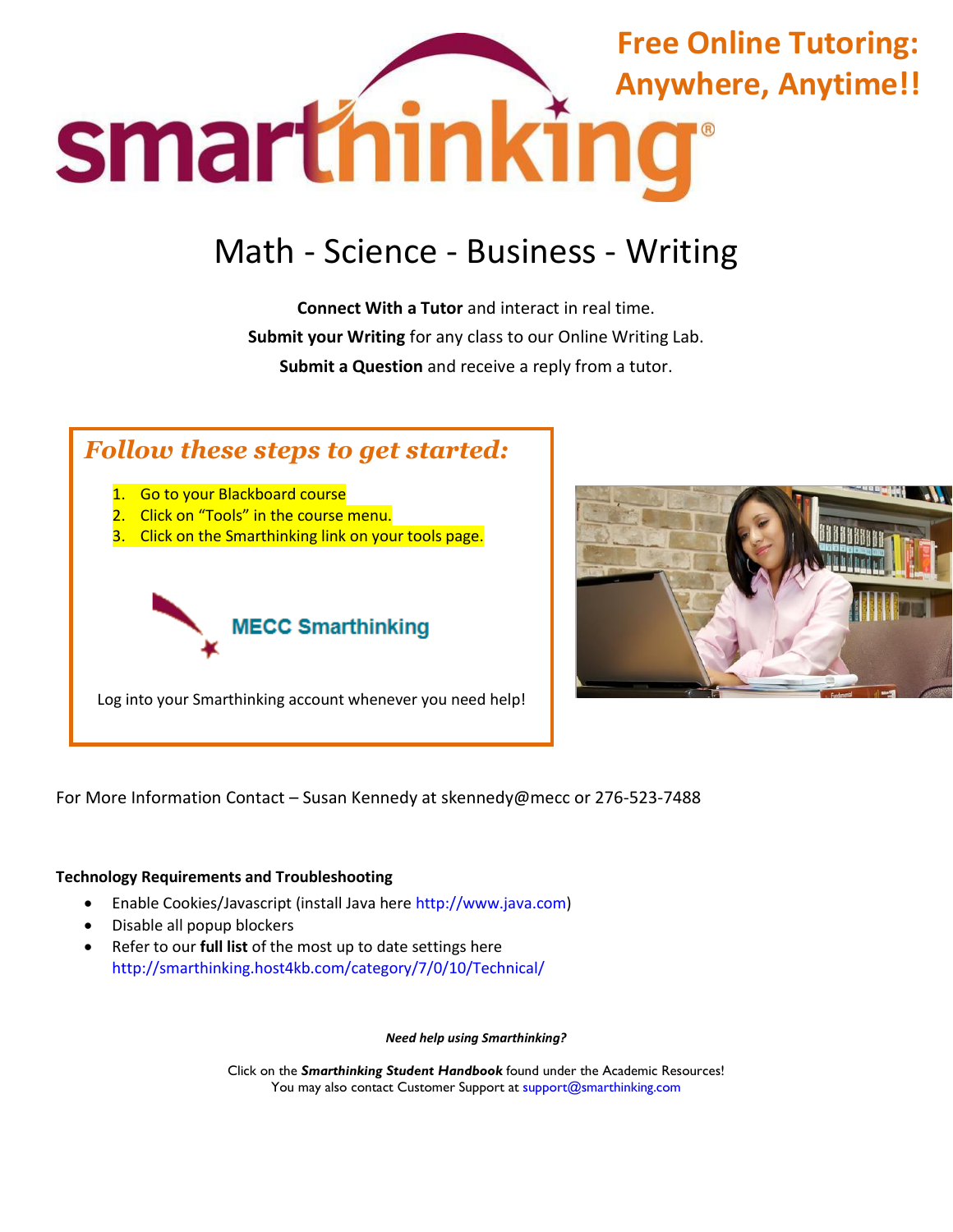# smarthinking

## Free Online Tutoring: Anywhere, Anytime!!

## Math - Science - Business - Writing

**Connect With a Tutor** and interact in real time.

**Submit your Writing** for any class to our Online Writing Lab.

**Submit a Question** and receive a reply from a tutor.

### *Follow these steps to get started:*

1. Go to your Blackboard course
2. Click on "Tools" in the course menu.
3. Click on the Smarthinking link on your tools page.

MECC Smarthinking

Log into your Smarthinking account whenever you need help!

For More Information Contact – Susan Kennedy at skennedy@mecc or 276-523-7488

**Technology Requirements and Troubleshooting**

- Enable Cookies/Javascript (install Java here http://www.java.com)
- Disable all popup blockers
- Refer to our **full list** of the most up to date settings here http://smarthinking.host4kb.com/category/7/0/10/Technical/

***Need help using Smarthinking?***

Click on the ***Smarthinking Student Handbook*** found under the Academic Resources!
You may also contact Customer Support at support@smarthinking.com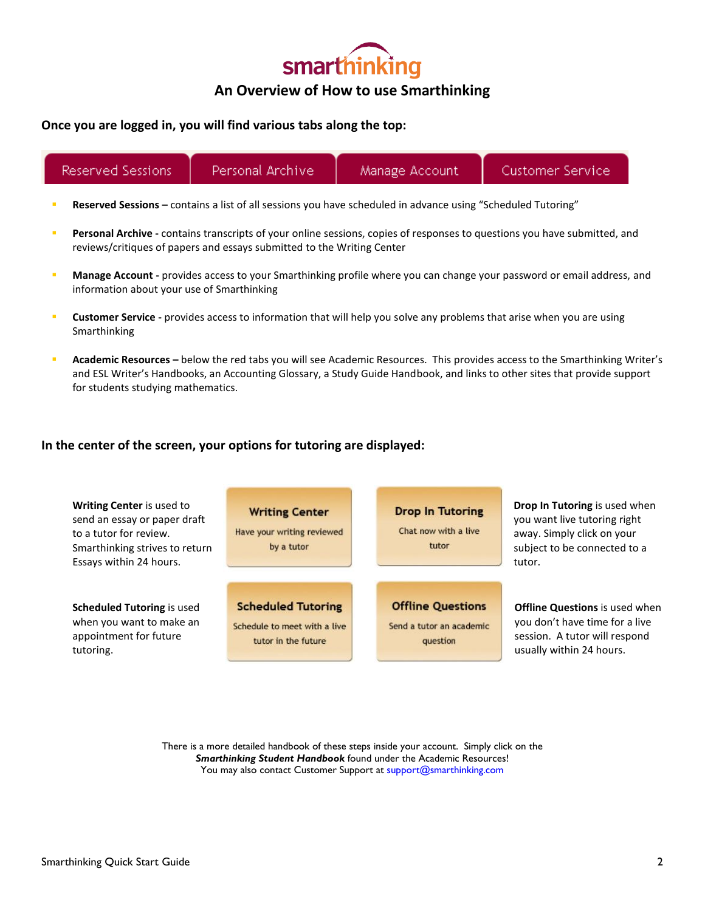smarthinking

# An Overview of How to use Smarthinking

**Once you are logged in, you will find various tabs along the top:**

Reserved Sessions | Personal Archive | Manage Account | Customer Service

- **Reserved Sessions –** contains a list of all sessions you have scheduled in advance using "Scheduled Tutoring"
- **Personal Archive -** contains transcripts of your online sessions, copies of responses to questions you have submitted, and reviews/critiques of papers and essays submitted to the Writing Center
- **Manage Account -** provides access to your Smarthinking profile where you can change your password or email address, and information about your use of Smarthinking
- **Customer Service -** provides access to information that will help you solve any problems that arise when you are using Smarthinking
- **Academic Resources –** below the red tabs you will see Academic Resources. This provides access to the Smarthinking Writer's and ESL Writer's Handbooks, an Accounting Glossary, a Study Guide Handbook, and links to other sites that provide support for students studying mathematics.

**In the center of the screen, your options for tutoring are displayed:**

**Writing Center** is used to send an essay or paper draft to a tutor for review. Smarthinking strives to return Essays within 24 hours.

**Writing Center**
Have your writing reviewed by a tutor

**Drop In Tutoring**
Chat now with a live tutor

**Drop In Tutoring** is used when you want live tutoring right away. Simply click on your subject to be connected to a tutor.

**Scheduled Tutoring** is used when you want to make an appointment for future tutoring.

**Scheduled Tutoring**
Schedule to meet with a live tutor in the future

**Offline Questions**
Send a tutor an academic question

**Offline Questions** is used when you don't have time for a live session. A tutor will respond usually within 24 hours.

There is a more detailed handbook of these steps inside your account. Simply click on the ***Smarthinking Student Handbook*** found under the Academic Resources!
You may also contact Customer Support at support@smarthinking.com

Smarthinking Quick Start Guide